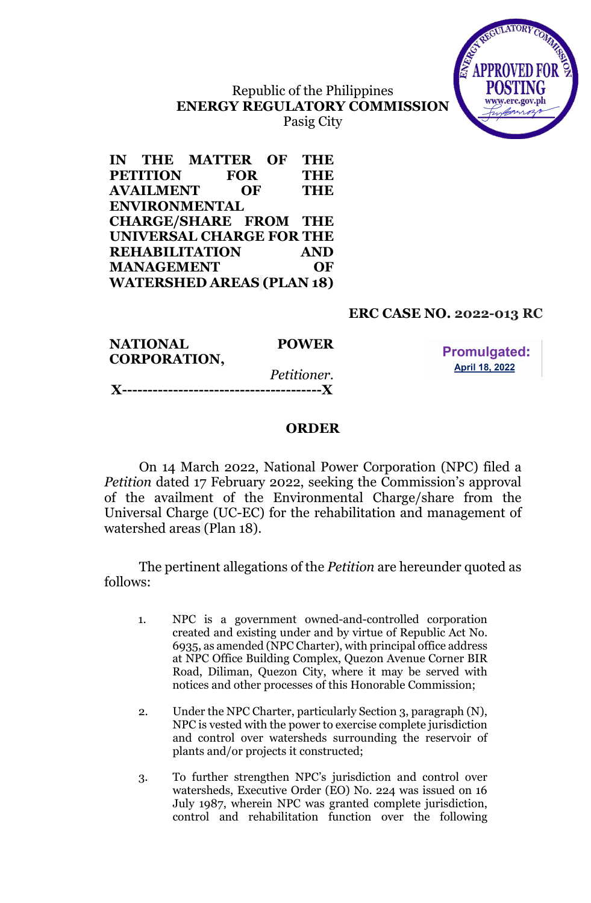Republic of the Philippines
**ENERGY REGULATORY COMMISSION**
Pasig City

**IN THE MATTER OF THE PETITION FOR THE AVAILMENT OF THE ENVIRONMENTAL CHARGE/SHARE FROM THE UNIVERSAL CHARGE FOR THE REHABILITATION AND MANAGEMENT OF WATERSHED AREAS (PLAN 18)**

**ERC CASE NO. 2022-013 RC**

**NATIONAL POWER CORPORATION,**
*Petitioner.*
**x--------------------------------------x**

**Promulgated:**
**April 18, 2022**

## ORDER

On 14 March 2022, National Power Corporation (NPC) filed a *Petition* dated 17 February 2022, seeking the Commission's approval of the availment of the Environmental Charge/share from the Universal Charge (UC-EC) for the rehabilitation and management of watershed areas (Plan 18).

The pertinent allegations of the *Petition* are hereunder quoted as follows:

1. NPC is a government owned-and-controlled corporation created and existing under and by virtue of Republic Act No. 6935, as amended (NPC Charter), with principal office address at NPC Office Building Complex, Quezon Avenue Corner BIR Road, Diliman, Quezon City, where it may be served with notices and other processes of this Honorable Commission;

2. Under the NPC Charter, particularly Section 3, paragraph (N), NPC is vested with the power to exercise complete jurisdiction and control over watersheds surrounding the reservoir of plants and/or projects it constructed;

3. To further strengthen NPC's jurisdiction and control over watersheds, Executive Order (EO) No. 224 was issued on 16 July 1987, wherein NPC was granted complete jurisdiction, control and rehabilitation function over the following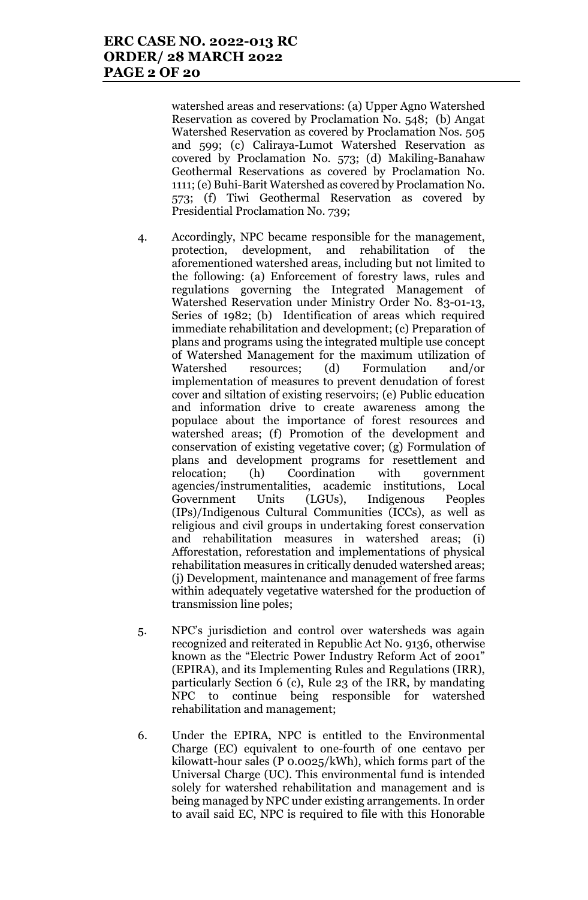watershed areas and reservations: (a) Upper Agno Watershed Reservation as covered by Proclamation No. 548; (b) Angat Watershed Reservation as covered by Proclamation Nos. 505 and 599; (c) Caliraya-Lumot Watershed Reservation as covered by Proclamation No. 573; (d) Makiling-Banahaw Geothermal Reservations as covered by Proclamation No. 1111; (e) Buhi-Barit Watershed as covered by Proclamation No. 573; (f) Tiwi Geothermal Reservation as covered by Presidential Proclamation No. 739;

4. Accordingly, NPC became responsible for the management, protection, development, and rehabilitation of the aforementioned watershed areas, including but not limited to the following: (a) Enforcement of forestry laws, rules and regulations governing the Integrated Management of Watershed Reservation under Ministry Order No. 83-01-13, Series of 1982; (b) Identification of areas which required immediate rehabilitation and development; (c) Preparation of plans and programs using the integrated multiple use concept of Watershed Management for the maximum utilization of Watershed resources; (d) Formulation and/or implementation of measures to prevent denudation of forest cover and siltation of existing reservoirs; (e) Public education and information drive to create awareness among the populace about the importance of forest resources and watershed areas; (f) Promotion of the development and conservation of existing vegetative cover; (g) Formulation of plans and development programs for resettlement and relocation; (h) Coordination with government agencies/instrumentalities, academic institutions, Local Government Units (LGUs), Indigenous Peoples (IPs)/Indigenous Cultural Communities (ICCs), as well as religious and civil groups in undertaking forest conservation and rehabilitation measures in watershed areas; (i) Afforestation, reforestation and implementations of physical rehabilitation measures in critically denuded watershed areas; (j) Development, maintenance and management of free farms within adequately vegetative watershed for the production of transmission line poles;

5. NPC's jurisdiction and control over watersheds was again recognized and reiterated in Republic Act No. 9136, otherwise known as the "Electric Power Industry Reform Act of 2001" (EPIRA), and its Implementing Rules and Regulations (IRR), particularly Section 6 (c), Rule 23 of the IRR, by mandating NPC to continue being responsible for watershed rehabilitation and management;

6. Under the EPIRA, NPC is entitled to the Environmental Charge (EC) equivalent to one-fourth of one centavo per kilowatt-hour sales (P 0.0025/kWh), which forms part of the Universal Charge (UC). This environmental fund is intended solely for watershed rehabilitation and management and is being managed by NPC under existing arrangements. In order to avail said EC, NPC is required to file with this Honorable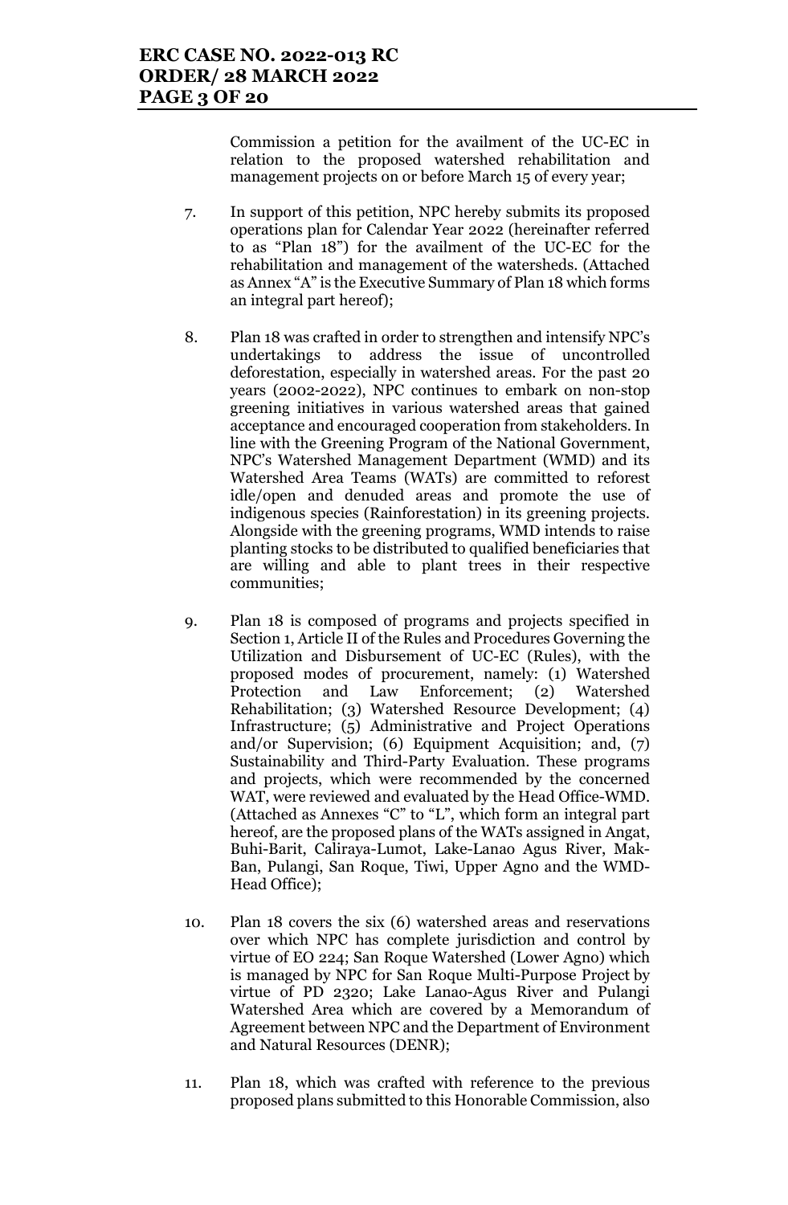Commission a petition for the availment of the UC-EC in relation to the proposed watershed rehabilitation and management projects on or before March 15 of every year;

7. In support of this petition, NPC hereby submits its proposed operations plan for Calendar Year 2022 (hereinafter referred to as "Plan 18") for the availment of the UC-EC for the rehabilitation and management of the watersheds. (Attached as Annex "A" is the Executive Summary of Plan 18 which forms an integral part hereof);

8. Plan 18 was crafted in order to strengthen and intensify NPC's undertakings to address the issue of uncontrolled deforestation, especially in watershed areas. For the past 20 years (2002-2022), NPC continues to embark on non-stop greening initiatives in various watershed areas that gained acceptance and encouraged cooperation from stakeholders. In line with the Greening Program of the National Government, NPC's Watershed Management Department (WMD) and its Watershed Area Teams (WATs) are committed to reforest idle/open and denuded areas and promote the use of indigenous species (Rainforestation) in its greening projects. Alongside with the greening programs, WMD intends to raise planting stocks to be distributed to qualified beneficiaries that are willing and able to plant trees in their respective communities;

9. Plan 18 is composed of programs and projects specified in Section 1, Article II of the Rules and Procedures Governing the Utilization and Disbursement of UC-EC (Rules), with the proposed modes of procurement, namely: (1) Watershed Protection and Law Enforcement; (2) Watershed Rehabilitation; (3) Watershed Resource Development; (4) Infrastructure; (5) Administrative and Project Operations and/or Supervision; (6) Equipment Acquisition; and, (7) Sustainability and Third-Party Evaluation. These programs and projects, which were recommended by the concerned WAT, were reviewed and evaluated by the Head Office-WMD. (Attached as Annexes "C" to "L", which form an integral part hereof, are the proposed plans of the WATs assigned in Angat, Buhi-Barit, Caliraya-Lumot, Lake-Lanao Agus River, Mak-Ban, Pulangi, San Roque, Tiwi, Upper Agno and the WMD-Head Office);

10. Plan 18 covers the six (6) watershed areas and reservations over which NPC has complete jurisdiction and control by virtue of EO 224; San Roque Watershed (Lower Agno) which is managed by NPC for San Roque Multi-Purpose Project by virtue of PD 2320; Lake Lanao-Agus River and Pulangi Watershed Area which are covered by a Memorandum of Agreement between NPC and the Department of Environment and Natural Resources (DENR);

11. Plan 18, which was crafted with reference to the previous proposed plans submitted to this Honorable Commission, also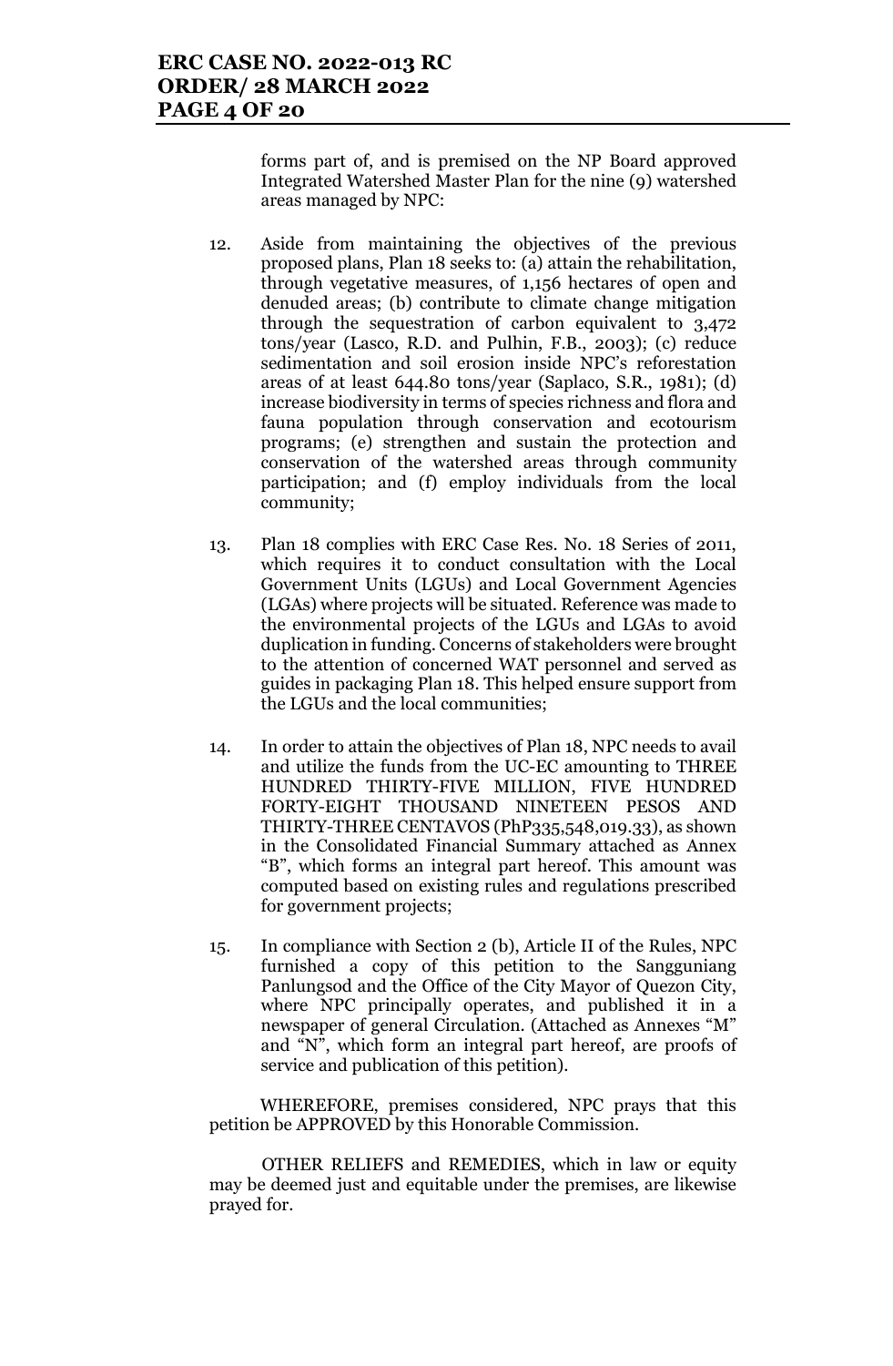forms part of, and is premised on the NP Board approved Integrated Watershed Master Plan for the nine (9) watershed areas managed by NPC:

12. Aside from maintaining the objectives of the previous proposed plans, Plan 18 seeks to: (a) attain the rehabilitation, through vegetative measures, of 1,156 hectares of open and denuded areas; (b) contribute to climate change mitigation through the sequestration of carbon equivalent to 3,472 tons/year (Lasco, R.D. and Pulhin, F.B., 2003); (c) reduce sedimentation and soil erosion inside NPC's reforestation areas of at least 644.80 tons/year (Saplaco, S.R., 1981); (d) increase biodiversity in terms of species richness and flora and fauna population through conservation and ecotourism programs; (e) strengthen and sustain the protection and conservation of the watershed areas through community participation; and (f) employ individuals from the local community;

13. Plan 18 complies with ERC Case Res. No. 18 Series of 2011, which requires it to conduct consultation with the Local Government Units (LGUs) and Local Government Agencies (LGAs) where projects will be situated. Reference was made to the environmental projects of the LGUs and LGAs to avoid duplication in funding. Concerns of stakeholders were brought to the attention of concerned WAT personnel and served as guides in packaging Plan 18. This helped ensure support from the LGUs and the local communities;

14. In order to attain the objectives of Plan 18, NPC needs to avail and utilize the funds from the UC-EC amounting to THREE HUNDRED THIRTY-FIVE MILLION, FIVE HUNDRED FORTY-EIGHT THOUSAND NINETEEN PESOS AND THIRTY-THREE CENTAVOS (PhP335,548,019.33), as shown in the Consolidated Financial Summary attached as Annex "B", which forms an integral part hereof. This amount was computed based on existing rules and regulations prescribed for government projects;

15. In compliance with Section 2 (b), Article II of the Rules, NPC furnished a copy of this petition to the Sangguniang Panlungsod and the Office of the City Mayor of Quezon City, where NPC principally operates, and published it in a newspaper of general Circulation. (Attached as Annexes "M" and "N", which form an integral part hereof, are proofs of service and publication of this petition).

WHEREFORE, premises considered, NPC prays that this petition be APPROVED by this Honorable Commission.

OTHER RELIEFS and REMEDIES, which in law or equity may be deemed just and equitable under the premises, are likewise prayed for.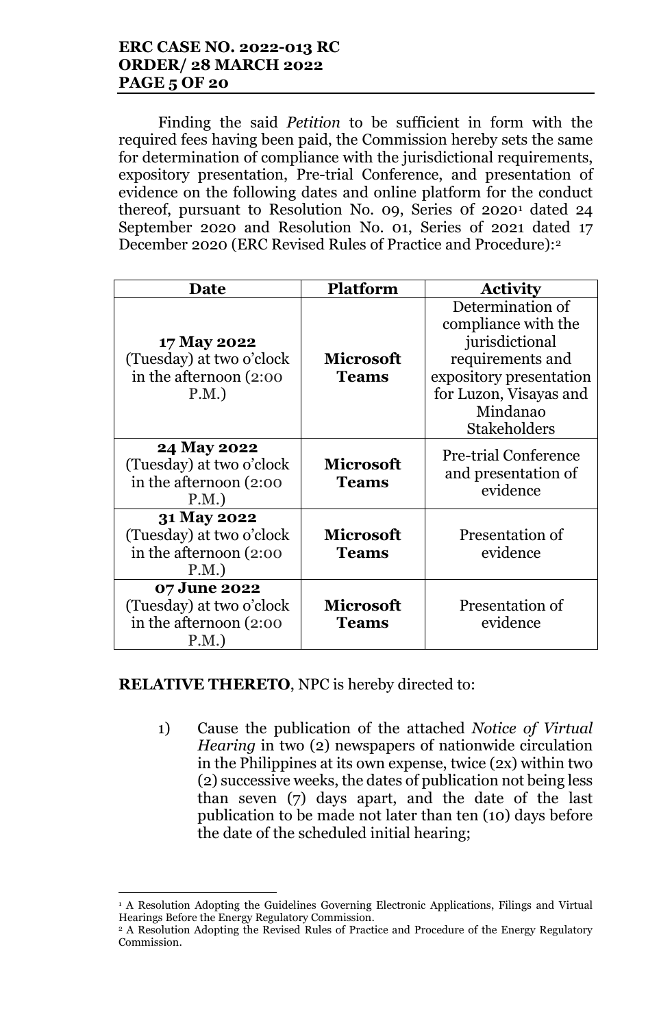Finding the said *Petition* to be sufficient in form with the required fees having been paid, the Commission hereby sets the same for determination of compliance with the jurisdictional requirements, expository presentation, Pre-trial Conference, and presentation of evidence on the following dates and online platform for the conduct thereof, pursuant to Resolution No. 09, Series of 2020[1] dated 24 September 2020 and Resolution No. 01, Series of 2021 dated 17 December 2020 (ERC Revised Rules of Practice and Procedure):[2]

| Date | Platform | Activity |
|---|---|---|
| **17 May 2022** (Tuesday) at two o'clock in the afternoon (2:00 P.M.) | **Microsoft Teams** | Determination of compliance with the jurisdictional requirements and expository presentation for Luzon, Visayas and Mindanao Stakeholders |
| **24 May 2022** (Tuesday) at two o'clock in the afternoon (2:00 P.M.) | **Microsoft Teams** | Pre-trial Conference and presentation of evidence |
| **31 May 2022** (Tuesday) at two o'clock in the afternoon (2:00 P.M.) | **Microsoft Teams** | Presentation of evidence |
| **07 June 2022** (Tuesday) at two o'clock in the afternoon (2:00 P.M.) | **Microsoft Teams** | Presentation of evidence |

**RELATIVE THERETO**, NPC is hereby directed to:

1) Cause the publication of the attached *Notice of Virtual Hearing* in two (2) newspapers of nationwide circulation in the Philippines at its own expense, twice (2x) within two (2) successive weeks, the dates of publication not being less than seven (7) days apart, and the date of the last publication to be made not later than ten (10) days before the date of the scheduled initial hearing;

---

[1] A Resolution Adopting the Guidelines Governing Electronic Applications, Filings and Virtual Hearings Before the Energy Regulatory Commission.

[2] A Resolution Adopting the Revised Rules of Practice and Procedure of the Energy Regulatory Commission.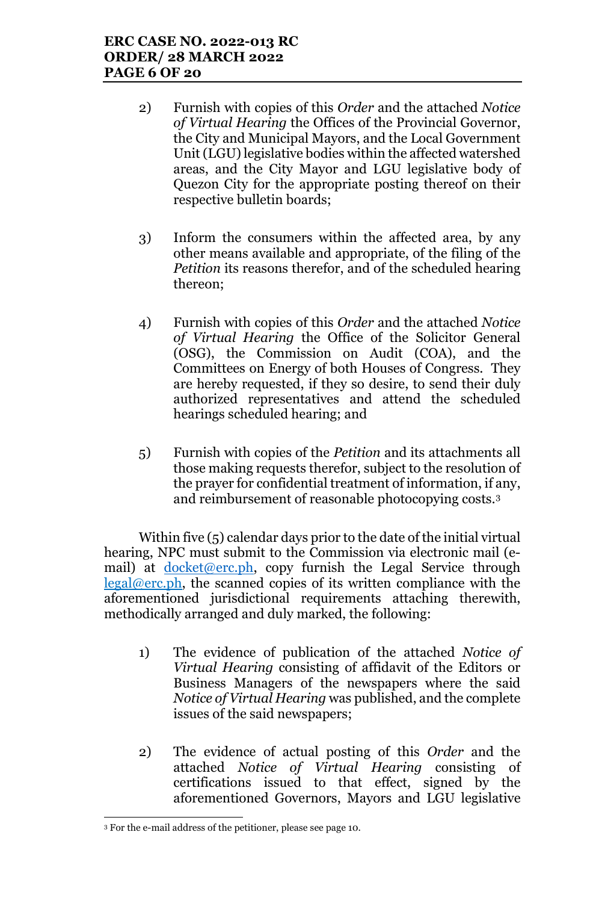2) Furnish with copies of this *Order* and the attached *Notice of Virtual Hearing* the Offices of the Provincial Governor, the City and Municipal Mayors, and the Local Government Unit (LGU) legislative bodies within the affected watershed areas, and the City Mayor and LGU legislative body of Quezon City for the appropriate posting thereof on their respective bulletin boards;

3) Inform the consumers within the affected area, by any other means available and appropriate, of the filing of the *Petition* its reasons therefor, and of the scheduled hearing thereon;

4) Furnish with copies of this *Order* and the attached *Notice of Virtual Hearing* the Office of the Solicitor General (OSG), the Commission on Audit (COA), and the Committees on Energy of both Houses of Congress. They are hereby requested, if they so desire, to send their duly authorized representatives and attend the scheduled hearings scheduled hearing; and

5) Furnish with copies of the *Petition* and its attachments all those making requests therefor, subject to the resolution of the prayer for confidential treatment of information, if any, and reimbursement of reasonable photocopying costs.[3]

Within five (5) calendar days prior to the date of the initial virtual hearing, NPC must submit to the Commission via electronic mail (e-mail) at docket@erc.ph, copy furnish the Legal Service through legal@erc.ph, the scanned copies of its written compliance with the aforementioned jurisdictional requirements attaching therewith, methodically arranged and duly marked, the following:

1) The evidence of publication of the attached *Notice of Virtual Hearing* consisting of affidavit of the Editors or Business Managers of the newspapers where the said *Notice of Virtual Hearing* was published, and the complete issues of the said newspapers;

2) The evidence of actual posting of this *Order* and the attached *Notice of Virtual Hearing* consisting of certifications issued to that effect, signed by the aforementioned Governors, Mayors and LGU legislative

---

[3] For the e-mail address of the petitioner, please see page 10.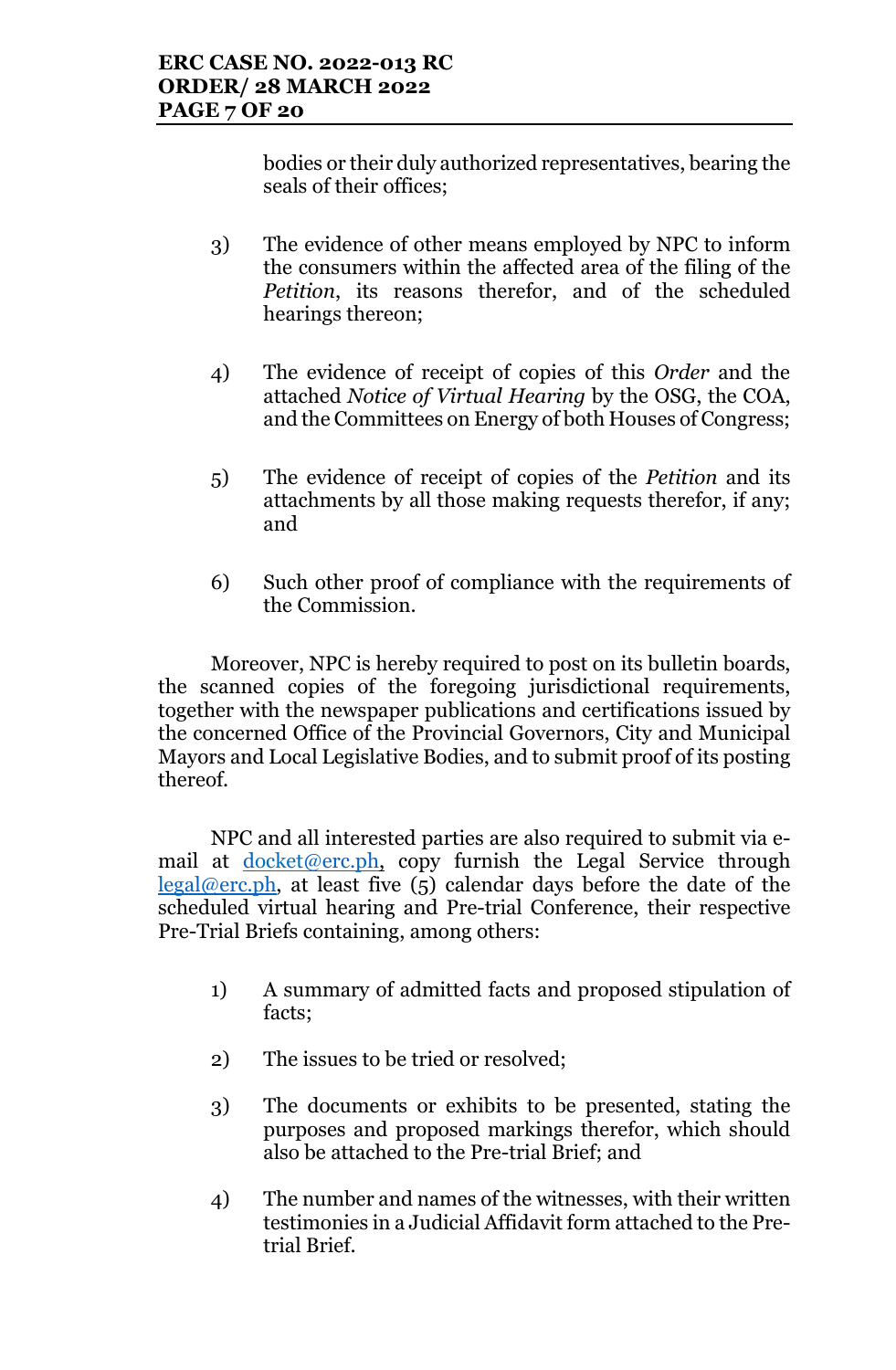bodies or their duly authorized representatives, bearing the seals of their offices;

3) The evidence of other means employed by NPC to inform the consumers within the affected area of the filing of the *Petition*, its reasons therefor, and of the scheduled hearings thereon;

4) The evidence of receipt of copies of this *Order* and the attached *Notice of Virtual Hearing* by the OSG, the COA, and the Committees on Energy of both Houses of Congress;

5) The evidence of receipt of copies of the *Petition* and its attachments by all those making requests therefor, if any; and

6) Such other proof of compliance with the requirements of the Commission.

Moreover, NPC is hereby required to post on its bulletin boards, the scanned copies of the foregoing jurisdictional requirements, together with the newspaper publications and certifications issued by the concerned Office of the Provincial Governors, City and Municipal Mayors and Local Legislative Bodies, and to submit proof of its posting thereof.

NPC and all interested parties are also required to submit via e-mail at docket@erc.ph, copy furnish the Legal Service through legal@erc.ph, at least five (5) calendar days before the date of the scheduled virtual hearing and Pre-trial Conference, their respective Pre-Trial Briefs containing, among others:

1) A summary of admitted facts and proposed stipulation of facts;

2) The issues to be tried or resolved;

3) The documents or exhibits to be presented, stating the purposes and proposed markings therefor, which should also be attached to the Pre-trial Brief; and

4) The number and names of the witnesses, with their written testimonies in a Judicial Affidavit form attached to the Pre-trial Brief.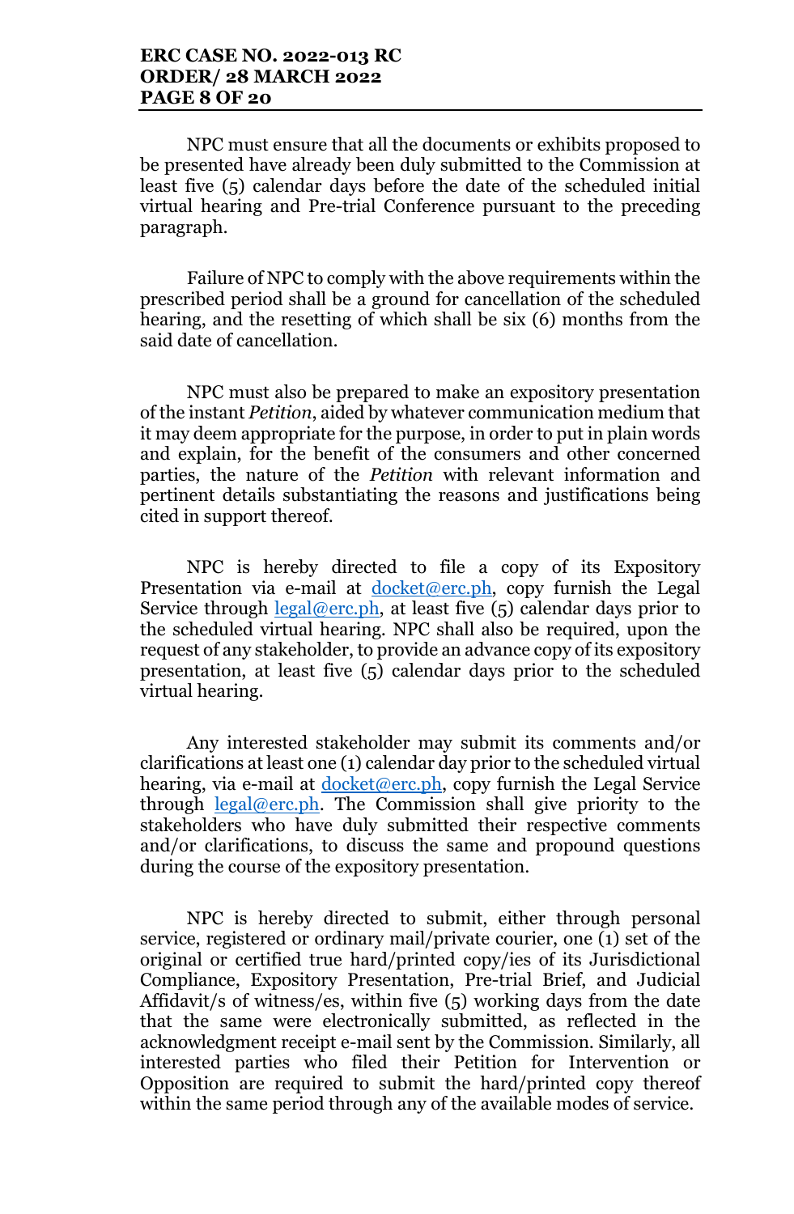NPC must ensure that all the documents or exhibits proposed to be presented have already been duly submitted to the Commission at least five (5) calendar days before the date of the scheduled initial virtual hearing and Pre-trial Conference pursuant to the preceding paragraph.

Failure of NPC to comply with the above requirements within the prescribed period shall be a ground for cancellation of the scheduled hearing, and the resetting of which shall be six (6) months from the said date of cancellation.

NPC must also be prepared to make an expository presentation of the instant *Petition*, aided by whatever communication medium that it may deem appropriate for the purpose, in order to put in plain words and explain, for the benefit of the consumers and other concerned parties, the nature of the *Petition* with relevant information and pertinent details substantiating the reasons and justifications being cited in support thereof.

NPC is hereby directed to file a copy of its Expository Presentation via e-mail at docket@erc.ph, copy furnish the Legal Service through legal@erc.ph, at least five (5) calendar days prior to the scheduled virtual hearing. NPC shall also be required, upon the request of any stakeholder, to provide an advance copy of its expository presentation, at least five (5) calendar days prior to the scheduled virtual hearing.

Any interested stakeholder may submit its comments and/or clarifications at least one (1) calendar day prior to the scheduled virtual hearing, via e-mail at docket@erc.ph, copy furnish the Legal Service through legal@erc.ph. The Commission shall give priority to the stakeholders who have duly submitted their respective comments and/or clarifications, to discuss the same and propound questions during the course of the expository presentation.

NPC is hereby directed to submit, either through personal service, registered or ordinary mail/private courier, one (1) set of the original or certified true hard/printed copy/ies of its Jurisdictional Compliance, Expository Presentation, Pre-trial Brief, and Judicial Affidavit/s of witness/es, within five (5) working days from the date that the same were electronically submitted, as reflected in the acknowledgment receipt e-mail sent by the Commission. Similarly, all interested parties who filed their Petition for Intervention or Opposition are required to submit the hard/printed copy thereof within the same period through any of the available modes of service.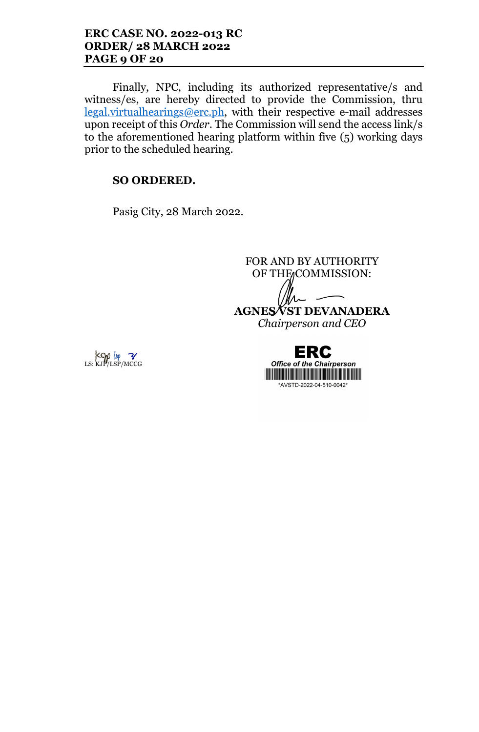Finally, NPC, including its authorized representative/s and witness/es, are hereby directed to provide the Commission, thru legal.virtualhearings@erc.ph, with their respective e-mail addresses upon receipt of this *Order*. The Commission will send the access link/s to the aforementioned hearing platform within five (5) working days prior to the scheduled hearing.

**SO ORDERED.**

Pasig City, 28 March 2022.

FOR AND BY AUTHORITY OF THE COMMISSION:

**AGNES VST DEVANADERA**
*Chairperson and CEO*

LS: KJP/LSP/MCCG

ERC
*Office of the Chairperson*
*AVSTD-2022-04-510-0042*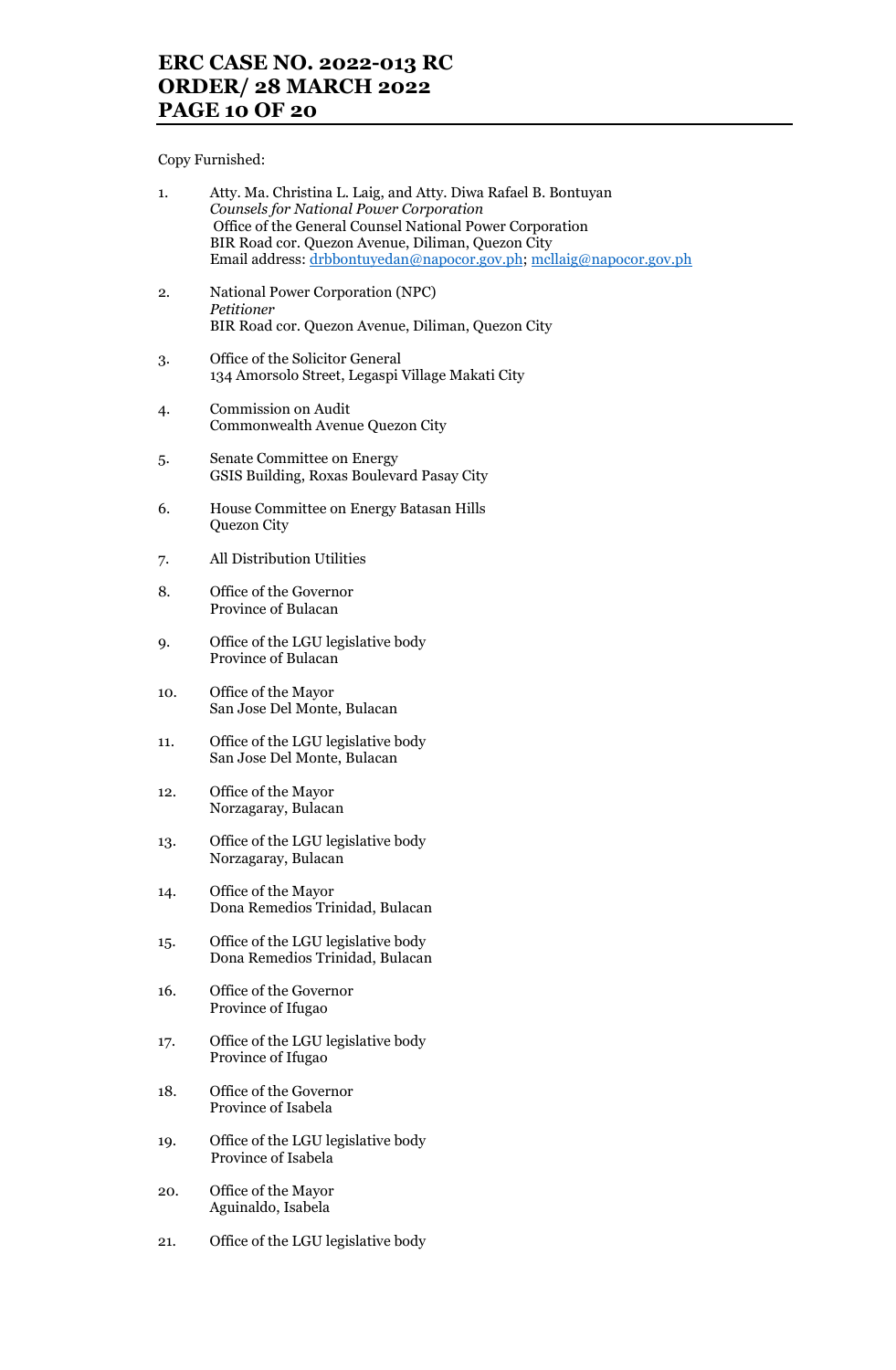Copy Furnished:

1. Atty. Ma. Christina L. Laig, and Atty. Diwa Rafael B. Bontuyan
   *Counsels for National Power Corporation*
   Office of the General Counsel National Power Corporation
   BIR Road cor. Quezon Avenue, Diliman, Quezon City
   Email address: drbbontuyedan@napocor.gov.ph; mcllaig@napocor.gov.ph

2. National Power Corporation (NPC)
   *Petitioner*
   BIR Road cor. Quezon Avenue, Diliman, Quezon City

3. Office of the Solicitor General
   134 Amorsolo Street, Legaspi Village Makati City

4. Commission on Audit
   Commonwealth Avenue Quezon City

5. Senate Committee on Energy
   GSIS Building, Roxas Boulevard Pasay City

6. House Committee on Energy Batasan Hills
   Quezon City

7. All Distribution Utilities

8. Office of the Governor
   Province of Bulacan

9. Office of the LGU legislative body
   Province of Bulacan

10. Office of the Mayor
    San Jose Del Monte, Bulacan

11. Office of the LGU legislative body
    San Jose Del Monte, Bulacan

12. Office of the Mayor
    Norzagaray, Bulacan

13. Office of the LGU legislative body
    Norzagaray, Bulacan

14. Office of the Mayor
    Dona Remedios Trinidad, Bulacan

15. Office of the LGU legislative body
    Dona Remedios Trinidad, Bulacan

16. Office of the Governor
    Province of Ifugao

17. Office of the LGU legislative body
    Province of Ifugao

18. Office of the Governor
    Province of Isabela

19. Office of the LGU legislative body
    Province of Isabela

20. Office of the Mayor
    Aguinaldo, Isabela

21. Office of the LGU legislative body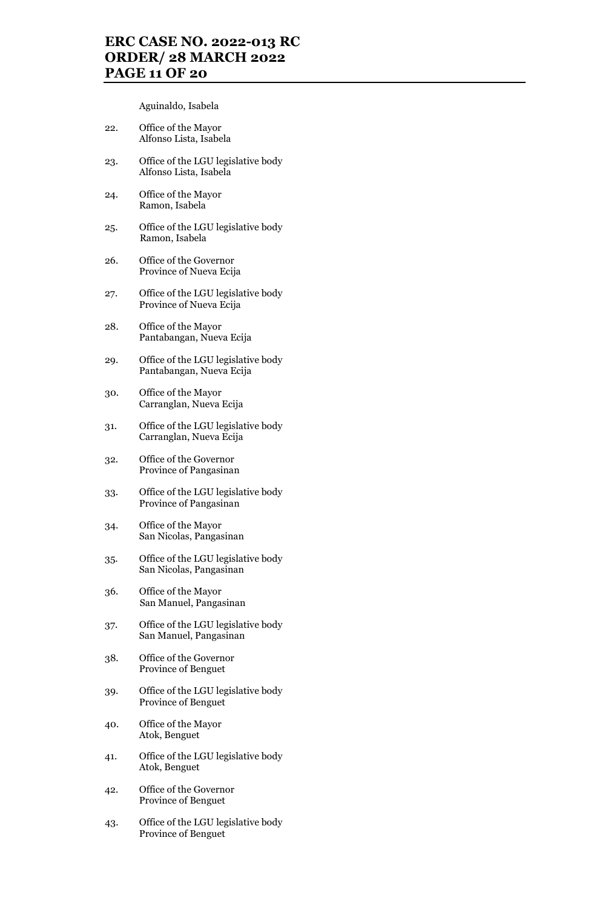Aguinaldo, Isabela

22. Office of the Mayor
    Alfonso Lista, Isabela

23. Office of the LGU legislative body
    Alfonso Lista, Isabela

24. Office of the Mayor
    Ramon, Isabela

25. Office of the LGU legislative body
    Ramon, Isabela

26. Office of the Governor
    Province of Nueva Ecija

27. Office of the LGU legislative body
    Province of Nueva Ecija

28. Office of the Mayor
    Pantabangan, Nueva Ecija

29. Office of the LGU legislative body
    Pantabangan, Nueva Ecija

30. Office of the Mayor
    Carranglan, Nueva Ecija

31. Office of the LGU legislative body
    Carranglan, Nueva Ecija

32. Office of the Governor
    Province of Pangasinan

33. Office of the LGU legislative body
    Province of Pangasinan

34. Office of the Mayor
    San Nicolas, Pangasinan

35. Office of the LGU legislative body
    San Nicolas, Pangasinan

36. Office of the Mayor
    San Manuel, Pangasinan

37. Office of the LGU legislative body
    San Manuel, Pangasinan

38. Office of the Governor
    Province of Benguet

39. Office of the LGU legislative body
    Province of Benguet

40. Office of the Mayor
    Atok, Benguet

41. Office of the LGU legislative body
    Atok, Benguet

42. Office of the Governor
    Province of Benguet

43. Office of the LGU legislative body
    Province of Benguet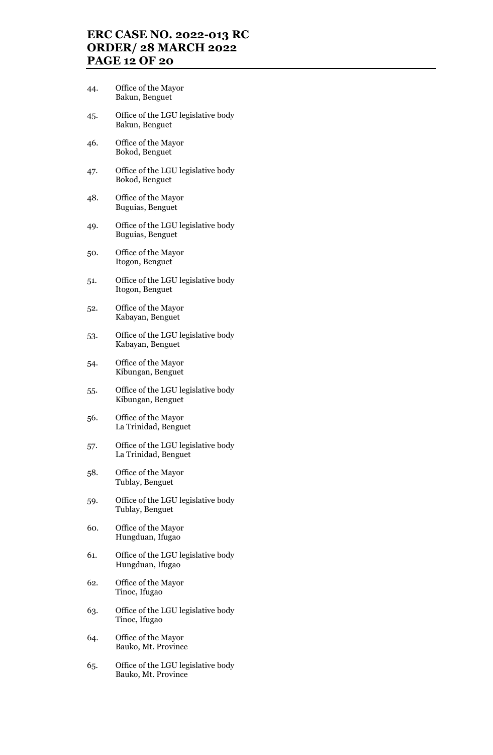44. Office of the Mayor
    Bakun, Benguet

45. Office of the LGU legislative body
    Bakun, Benguet

46. Office of the Mayor
    Bokod, Benguet

47. Office of the LGU legislative body
    Bokod, Benguet

48. Office of the Mayor
    Buguias, Benguet

49. Office of the LGU legislative body
    Buguias, Benguet

50. Office of the Mayor
    Itogon, Benguet

51. Office of the LGU legislative body
    Itogon, Benguet

52. Office of the Mayor
    Kabayan, Benguet

53. Office of the LGU legislative body
    Kabayan, Benguet

54. Office of the Mayor
    Kibungan, Benguet

55. Office of the LGU legislative body
    Kibungan, Benguet

56. Office of the Mayor
    La Trinidad, Benguet

57. Office of the LGU legislative body
    La Trinidad, Benguet

58. Office of the Mayor
    Tublay, Benguet

59. Office of the LGU legislative body
    Tublay, Benguet

60. Office of the Mayor
    Hungduan, Ifugao

61. Office of the LGU legislative body
    Hungduan, Ifugao

62. Office of the Mayor
    Tinoc, Ifugao

63. Office of the LGU legislative body
    Tinoc, Ifugao

64. Office of the Mayor
    Bauko, Mt. Province

65. Office of the LGU legislative body
    Bauko, Mt. Province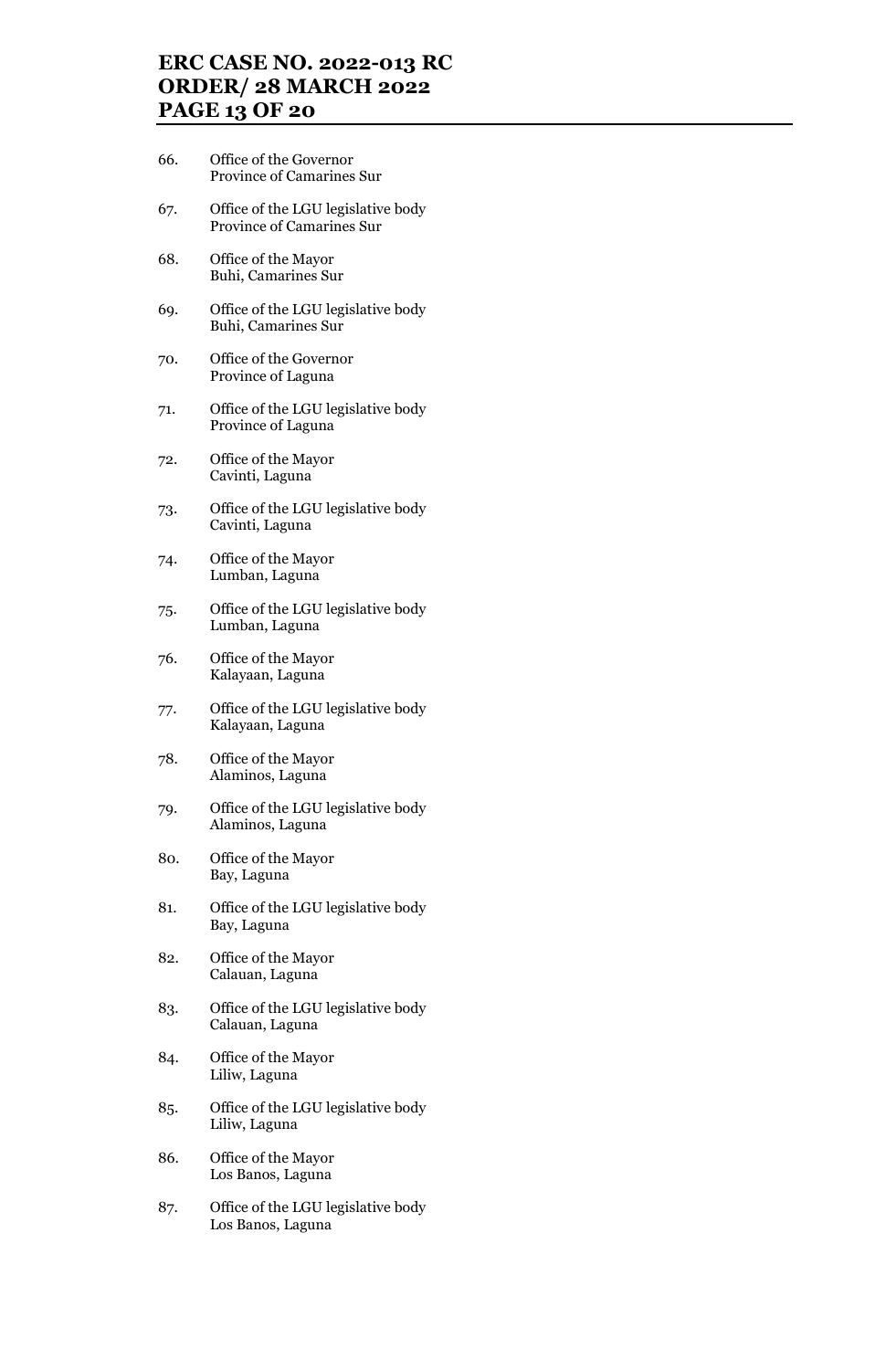66. Office of the Governor
    Province of Camarines Sur

67. Office of the LGU legislative body
    Province of Camarines Sur

68. Office of the Mayor
    Buhi, Camarines Sur

69. Office of the LGU legislative body
    Buhi, Camarines Sur

70. Office of the Governor
    Province of Laguna

71. Office of the LGU legislative body
    Province of Laguna

72. Office of the Mayor
    Cavinti, Laguna

73. Office of the LGU legislative body
    Cavinti, Laguna

74. Office of the Mayor
    Lumban, Laguna

75. Office of the LGU legislative body
    Lumban, Laguna

76. Office of the Mayor
    Kalayaan, Laguna

77. Office of the LGU legislative body
    Kalayaan, Laguna

78. Office of the Mayor
    Alaminos, Laguna

79. Office of the LGU legislative body
    Alaminos, Laguna

80. Office of the Mayor
    Bay, Laguna

81. Office of the LGU legislative body
    Bay, Laguna

82. Office of the Mayor
    Calauan, Laguna

83. Office of the LGU legislative body
    Calauan, Laguna

84. Office of the Mayor
    Liliw, Laguna

85. Office of the LGU legislative body
    Liliw, Laguna

86. Office of the Mayor
    Los Banos, Laguna

87. Office of the LGU legislative body
    Los Banos, Laguna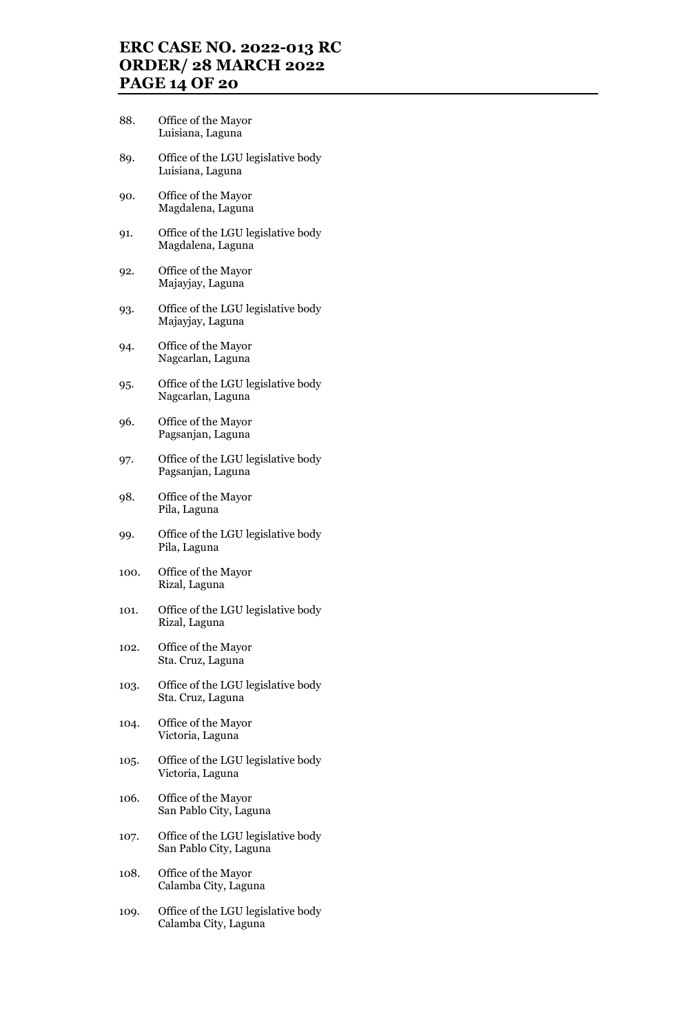88. Office of the Mayor
    Luisiana, Laguna

89. Office of the LGU legislative body
    Luisiana, Laguna

90. Office of the Mayor
    Magdalena, Laguna

91. Office of the LGU legislative body
    Magdalena, Laguna

92. Office of the Mayor
    Majayjay, Laguna

93. Office of the LGU legislative body
    Majayjay, Laguna

94. Office of the Mayor
    Nagcarlan, Laguna

95. Office of the LGU legislative body
    Nagcarlan, Laguna

96. Office of the Mayor
    Pagsanjan, Laguna

97. Office of the LGU legislative body
    Pagsanjan, Laguna

98. Office of the Mayor
    Pila, Laguna

99. Office of the LGU legislative body
    Pila, Laguna

100. Office of the Mayor
     Rizal, Laguna

101. Office of the LGU legislative body
     Rizal, Laguna

102. Office of the Mayor
     Sta. Cruz, Laguna

103. Office of the LGU legislative body
     Sta. Cruz, Laguna

104. Office of the Mayor
     Victoria, Laguna

105. Office of the LGU legislative body
     Victoria, Laguna

106. Office of the Mayor
     San Pablo City, Laguna

107. Office of the LGU legislative body
     San Pablo City, Laguna

108. Office of the Mayor
     Calamba City, Laguna

109. Office of the LGU legislative body
     Calamba City, Laguna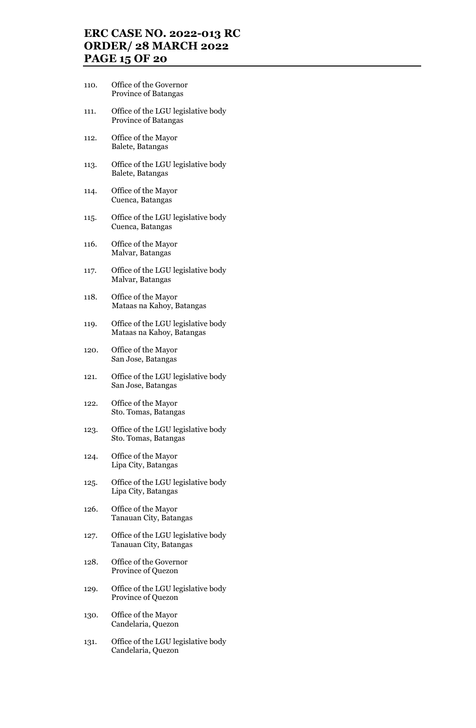110. Office of the Governor
     Province of Batangas

111. Office of the LGU legislative body
     Province of Batangas

112. Office of the Mayor
     Balete, Batangas

113. Office of the LGU legislative body
     Balete, Batangas

114. Office of the Mayor
     Cuenca, Batangas

115. Office of the LGU legislative body
     Cuenca, Batangas

116. Office of the Mayor
     Malvar, Batangas

117. Office of the LGU legislative body
     Malvar, Batangas

118. Office of the Mayor
     Mataas na Kahoy, Batangas

119. Office of the LGU legislative body
     Mataas na Kahoy, Batangas

120. Office of the Mayor
     San Jose, Batangas

121. Office of the LGU legislative body
     San Jose, Batangas

122. Office of the Mayor
     Sto. Tomas, Batangas

123. Office of the LGU legislative body
     Sto. Tomas, Batangas

124. Office of the Mayor
     Lipa City, Batangas

125. Office of the LGU legislative body
     Lipa City, Batangas

126. Office of the Mayor
     Tanauan City, Batangas

127. Office of the LGU legislative body
     Tanauan City, Batangas

128. Office of the Governor
     Province of Quezon

129. Office of the LGU legislative body
     Province of Quezon

130. Office of the Mayor
     Candelaria, Quezon

131. Office of the LGU legislative body
     Candelaria, Quezon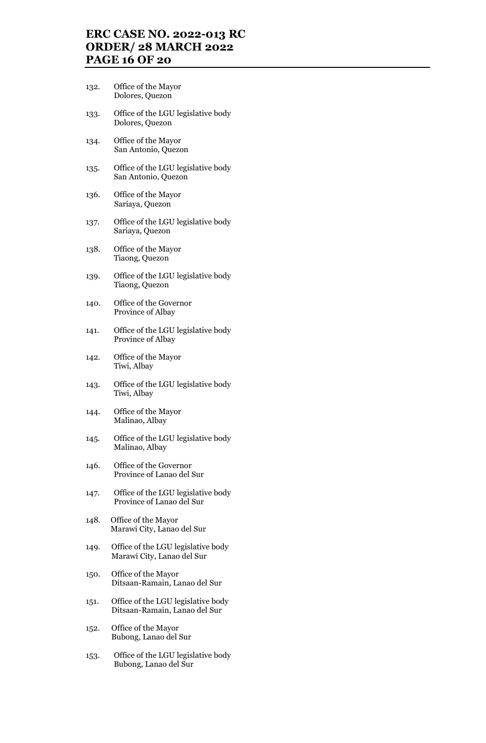132. Office of the Mayor
     Dolores, Quezon

133. Office of the LGU legislative body
     Dolores, Quezon

134. Office of the Mayor
     San Antonio, Quezon

135. Office of the LGU legislative body
     San Antonio, Quezon

136. Office of the Mayor
     Sariaya, Quezon

137. Office of the LGU legislative body
     Sariaya, Quezon

138. Office of the Mayor
     Tiaong, Quezon

139. Office of the LGU legislative body
     Tiaong, Quezon

140. Office of the Governor
     Province of Albay

141. Office of the LGU legislative body
     Province of Albay

142. Office of the Mayor
     Tiwi, Albay

143. Office of the LGU legislative body
     Tiwi, Albay

144. Office of the Mayor
     Malinao, Albay

145. Office of the LGU legislative body
     Malinao, Albay

146. Office of the Governor
     Province of Lanao del Sur

147. Office of the LGU legislative body
     Province of Lanao del Sur

148. Office of the Mayor
     Marawi City, Lanao del Sur

149. Office of the LGU legislative body
     Marawi City, Lanao del Sur

150. Office of the Mayor
     Ditsaan-Ramain, Lanao del Sur

151. Office of the LGU legislative body
     Ditsaan-Ramain, Lanao del Sur

152. Office of the Mayor
     Bubong, Lanao del Sur

153. Office of the LGU legislative body
     Bubong, Lanao del Sur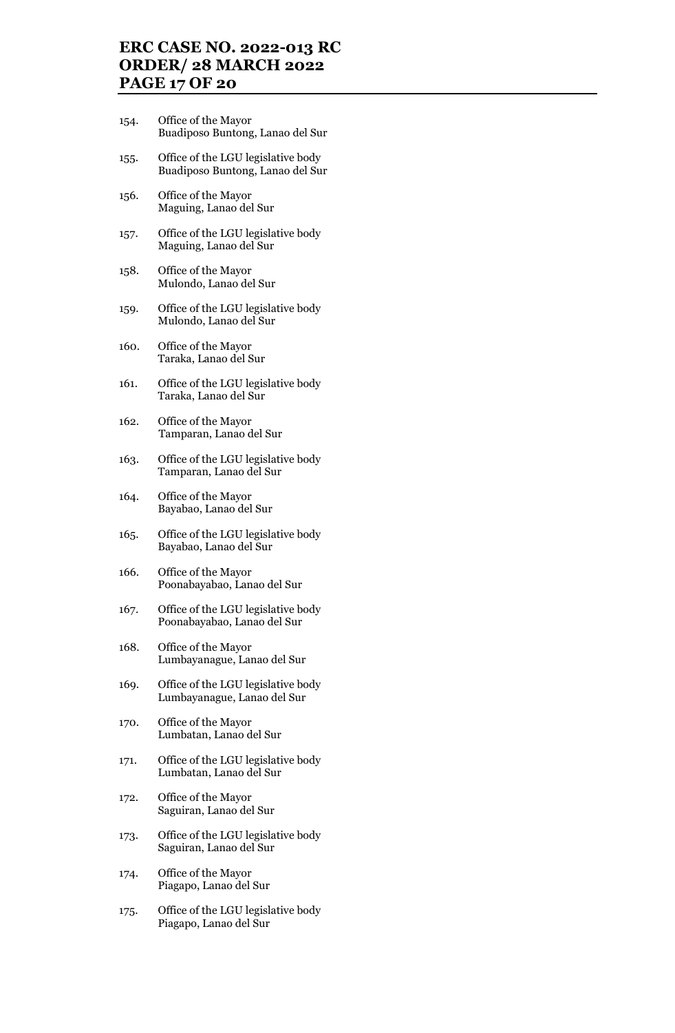154. Office of the Mayor
     Buadiposo Buntong, Lanao del Sur

155. Office of the LGU legislative body
     Buadiposo Buntong, Lanao del Sur

156. Office of the Mayor
     Maguing, Lanao del Sur

157. Office of the LGU legislative body
     Maguing, Lanao del Sur

158. Office of the Mayor
     Mulondo, Lanao del Sur

159. Office of the LGU legislative body
     Mulondo, Lanao del Sur

160. Office of the Mayor
     Taraka, Lanao del Sur

161. Office of the LGU legislative body
     Taraka, Lanao del Sur

162. Office of the Mayor
     Tamparan, Lanao del Sur

163. Office of the LGU legislative body
     Tamparan, Lanao del Sur

164. Office of the Mayor
     Bayabao, Lanao del Sur

165. Office of the LGU legislative body
     Bayabao, Lanao del Sur

166. Office of the Mayor
     Poonabayabao, Lanao del Sur

167. Office of the LGU legislative body
     Poonabayabao, Lanao del Sur

168. Office of the Mayor
     Lumbayanague, Lanao del Sur

169. Office of the LGU legislative body
     Lumbayanague, Lanao del Sur

170. Office of the Mayor
     Lumbatan, Lanao del Sur

171. Office of the LGU legislative body
     Lumbatan, Lanao del Sur

172. Office of the Mayor
     Saguiran, Lanao del Sur

173. Office of the LGU legislative body
     Saguiran, Lanao del Sur

174. Office of the Mayor
     Piagapo, Lanao del Sur

175. Office of the LGU legislative body
     Piagapo, Lanao del Sur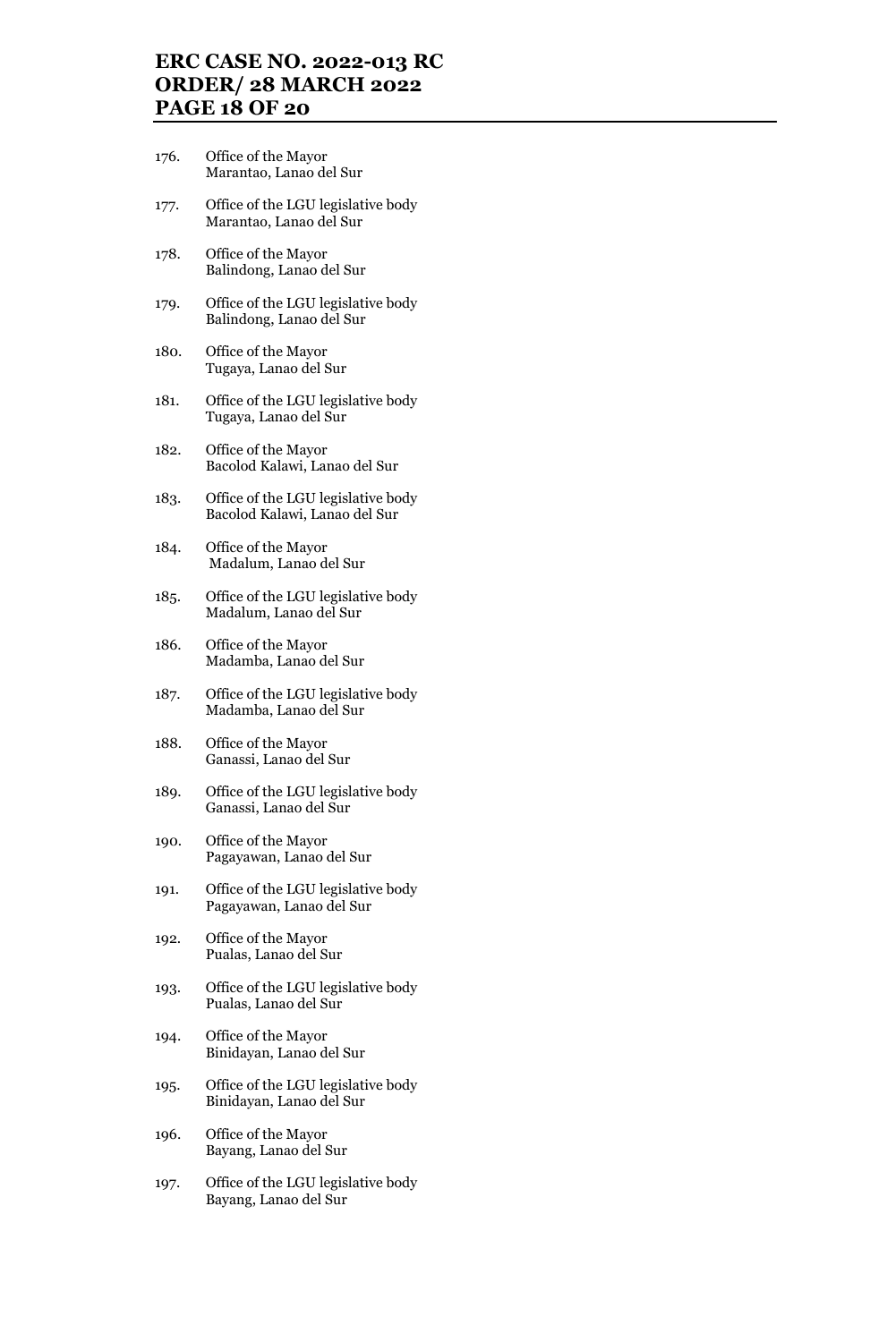176. Office of the Mayor
     Marantao, Lanao del Sur

177. Office of the LGU legislative body
     Marantao, Lanao del Sur

178. Office of the Mayor
     Balindong, Lanao del Sur

179. Office of the LGU legislative body
     Balindong, Lanao del Sur

180. Office of the Mayor
     Tugaya, Lanao del Sur

181. Office of the LGU legislative body
     Tugaya, Lanao del Sur

182. Office of the Mayor
     Bacolod Kalawi, Lanao del Sur

183. Office of the LGU legislative body
     Bacolod Kalawi, Lanao del Sur

184. Office of the Mayor
     Madalum, Lanao del Sur

185. Office of the LGU legislative body
     Madalum, Lanao del Sur

186. Office of the Mayor
     Madamba, Lanao del Sur

187. Office of the LGU legislative body
     Madamba, Lanao del Sur

188. Office of the Mayor
     Ganassi, Lanao del Sur

189. Office of the LGU legislative body
     Ganassi, Lanao del Sur

190. Office of the Mayor
     Pagayawan, Lanao del Sur

191. Office of the LGU legislative body
     Pagayawan, Lanao del Sur

192. Office of the Mayor
     Pualas, Lanao del Sur

193. Office of the LGU legislative body
     Pualas, Lanao del Sur

194. Office of the Mayor
     Binidayan, Lanao del Sur

195. Office of the LGU legislative body
     Binidayan, Lanao del Sur

196. Office of the Mayor
     Bayang, Lanao del Sur

197. Office of the LGU legislative body
     Bayang, Lanao del Sur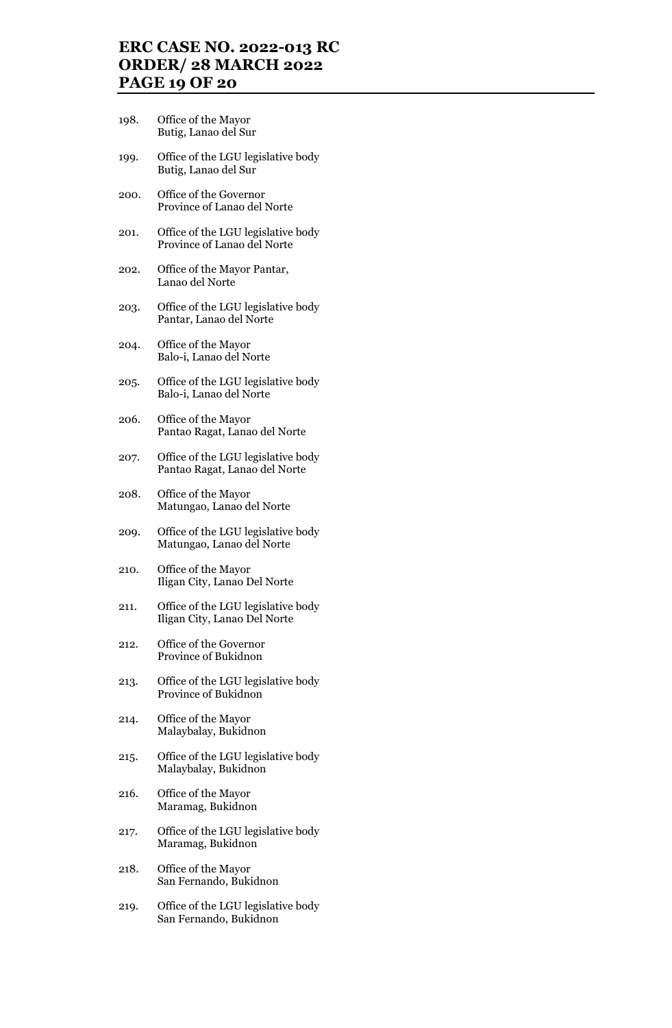198. Office of the Mayor
    Butig, Lanao del Sur

199. Office of the LGU legislative body
    Butig, Lanao del Sur

200. Office of the Governor
    Province of Lanao del Norte

201. Office of the LGU legislative body
    Province of Lanao del Norte

202. Office of the Mayor Pantar,
    Lanao del Norte

203. Office of the LGU legislative body
    Pantar, Lanao del Norte

204. Office of the Mayor
    Balo-i, Lanao del Norte

205. Office of the LGU legislative body
    Balo-i, Lanao del Norte

206. Office of the Mayor
    Pantao Ragat, Lanao del Norte

207. Office of the LGU legislative body
    Pantao Ragat, Lanao del Norte

208. Office of the Mayor
    Matungao, Lanao del Norte

209. Office of the LGU legislative body
    Matungao, Lanao del Norte

210. Office of the Mayor
    Iligan City, Lanao Del Norte

211. Office of the LGU legislative body
    Iligan City, Lanao Del Norte

212. Office of the Governor
    Province of Bukidnon

213. Office of the LGU legislative body
    Province of Bukidnon

214. Office of the Mayor
    Malaybalay, Bukidnon

215. Office of the LGU legislative body
    Malaybalay, Bukidnon

216. Office of the Mayor
    Maramag, Bukidnon

217. Office of the LGU legislative body
    Maramag, Bukidnon

218. Office of the Mayor
    San Fernando, Bukidnon

219. Office of the LGU legislative body
    San Fernando, Bukidnon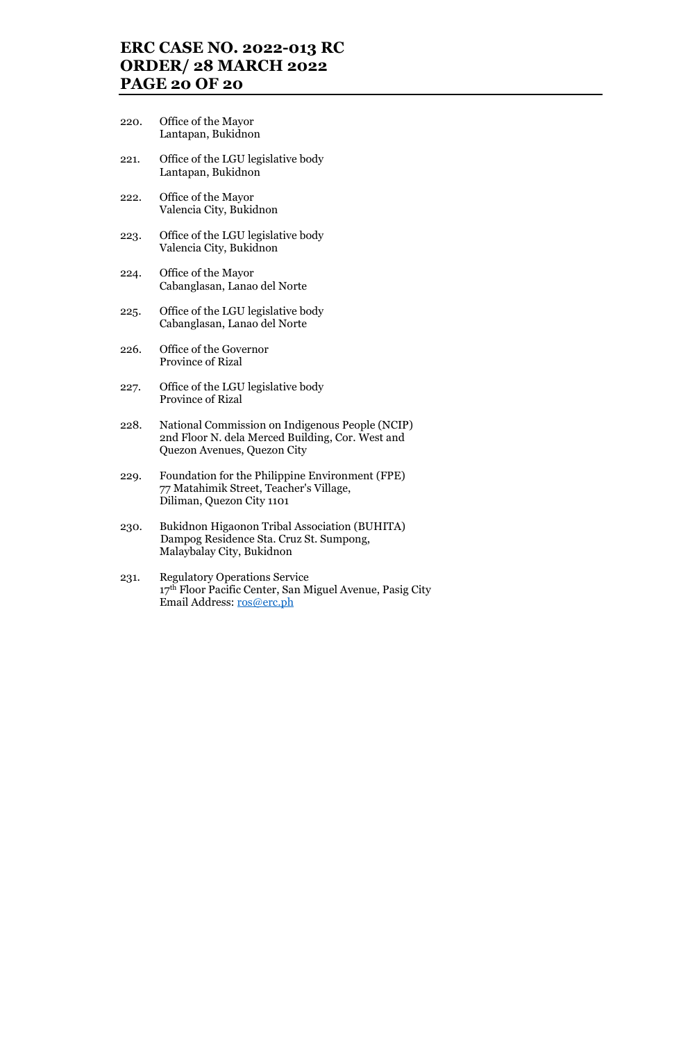220. Office of the Mayor
     Lantapan, Bukidnon

221. Office of the LGU legislative body
     Lantapan, Bukidnon

222. Office of the Mayor
     Valencia City, Bukidnon

223. Office of the LGU legislative body
     Valencia City, Bukidnon

224. Office of the Mayor
     Cabanglasan, Lanao del Norte

225. Office of the LGU legislative body
     Cabanglasan, Lanao del Norte

226. Office of the Governor
     Province of Rizal

227. Office of the LGU legislative body
     Province of Rizal

228. National Commission on Indigenous People (NCIP)
     2nd Floor N. dela Merced Building, Cor. West and
     Quezon Avenues, Quezon City

229. Foundation for the Philippine Environment (FPE)
     77 Matahimik Street, Teacher's Village,
     Diliman, Quezon City 1101

230. Bukidnon Higaonon Tribal Association (BUHITA)
     Dampog Residence Sta. Cruz St. Sumpong,
     Malaybalay City, Bukidnon

231. Regulatory Operations Service
     17th Floor Pacific Center, San Miguel Avenue, Pasig City
     Email Address: ros@erc.ph